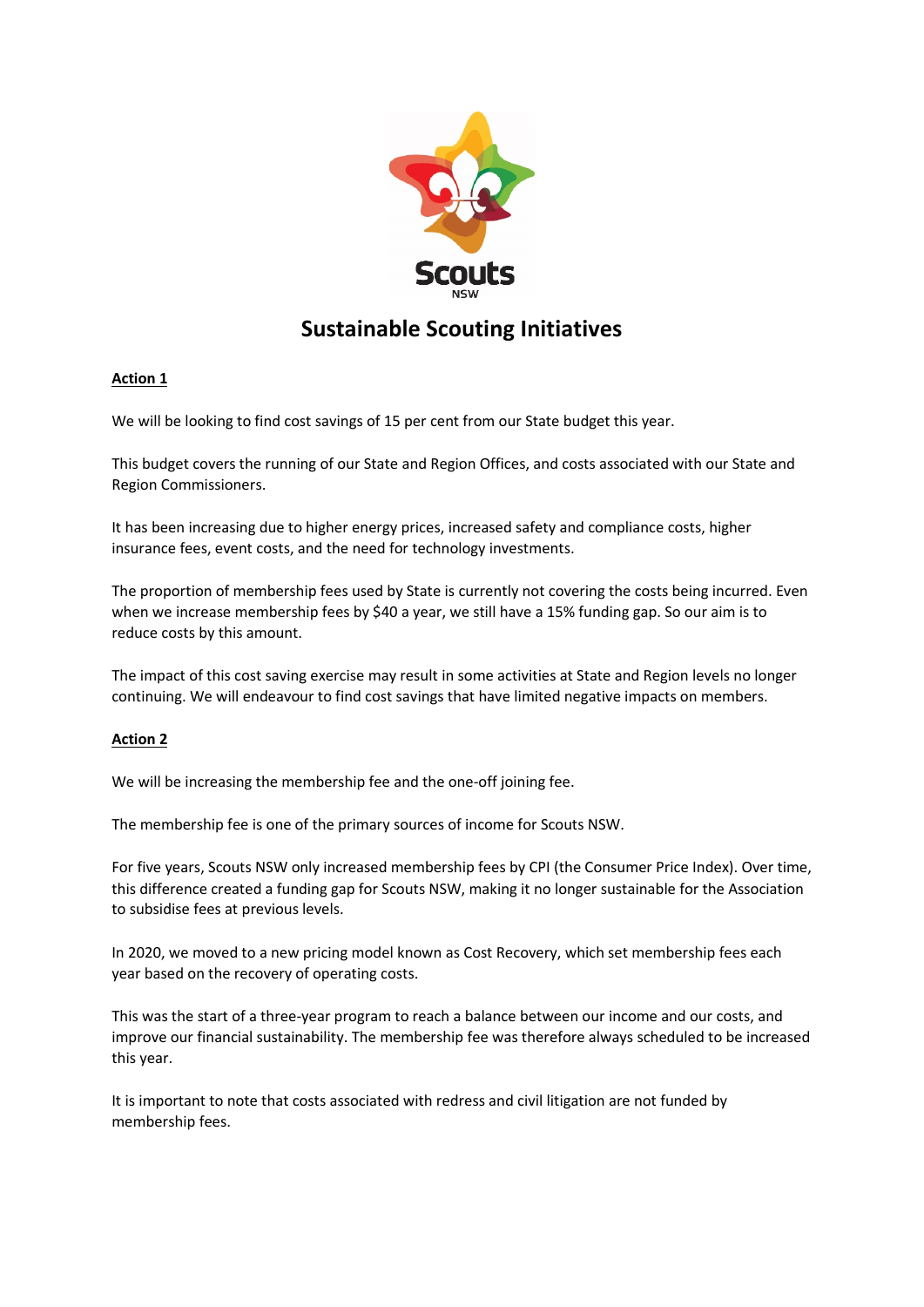# Sustainable Scouting Initiatives

**Action 1**

We will be looking to find cost savings of 15 per cent from our State budget this year.

This budget covers the running of our State and Region Offices, and costs associated with our State and Region Commissioners.

It has been increasing due to higher energy prices, increased safety and compliance costs, higher insurance fees, event costs, and the need for technology investments.

The proportion of membership fees used by State is currently not covering the costs being incurred. Even when we increase membership fees by $40 a year, we still have a 15% funding gap. So our aim is to reduce costs by this amount.

The impact of this cost saving exercise may result in some activities at State and Region levels no longer continuing. We will endeavour to find cost savings that have limited negative impacts on members.

**Action 2**

We will be increasing the membership fee and the one-off joining fee.

The membership fee is one of the primary sources of income for Scouts NSW.

For five years, Scouts NSW only increased membership fees by CPI (the Consumer Price Index). Over time, this difference created a funding gap for Scouts NSW, making it no longer sustainable for the Association to subsidise fees at previous levels.

In 2020, we moved to a new pricing model known as Cost Recovery, which set membership fees each year based on the recovery of operating costs.

This was the start of a three-year program to reach a balance between our income and our costs, and improve our financial sustainability. The membership fee was therefore always scheduled to be increased this year.

It is important to note that costs associated with redress and civil litigation are not funded by membership fees.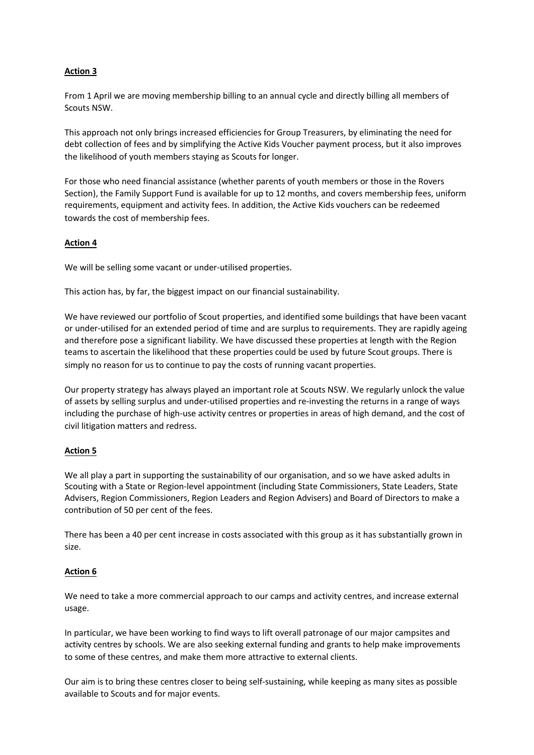**Action 3**

From 1 April we are moving membership billing to an annual cycle and directly billing all members of Scouts NSW.

This approach not only brings increased efficiencies for Group Treasurers, by eliminating the need for debt collection of fees and by simplifying the Active Kids Voucher payment process, but it also improves the likelihood of youth members staying as Scouts for longer.

For those who need financial assistance (whether parents of youth members or those in the Rovers Section), the Family Support Fund is available for up to 12 months, and covers membership fees, uniform requirements, equipment and activity fees. In addition, the Active Kids vouchers can be redeemed towards the cost of membership fees.

**Action 4**

We will be selling some vacant or under-utilised properties.

This action has, by far, the biggest impact on our financial sustainability.

We have reviewed our portfolio of Scout properties, and identified some buildings that have been vacant or under-utilised for an extended period of time and are surplus to requirements. They are rapidly ageing and therefore pose a significant liability. We have discussed these properties at length with the Region teams to ascertain the likelihood that these properties could be used by future Scout groups. There is simply no reason for us to continue to pay the costs of running vacant properties.

Our property strategy has always played an important role at Scouts NSW. We regularly unlock the value of assets by selling surplus and under-utilised properties and re-investing the returns in a range of ways including the purchase of high-use activity centres or properties in areas of high demand, and the cost of civil litigation matters and redress.

**Action 5**

We all play a part in supporting the sustainability of our organisation, and so we have asked adults in Scouting with a State or Region-level appointment (including State Commissioners, State Leaders, State Advisers, Region Commissioners, Region Leaders and Region Advisers) and Board of Directors to make a contribution of 50 per cent of the fees.

There has been a 40 per cent increase in costs associated with this group as it has substantially grown in size.

**Action 6**

We need to take a more commercial approach to our camps and activity centres, and increase external usage.

In particular, we have been working to find ways to lift overall patronage of our major campsites and activity centres by schools. We are also seeking external funding and grants to help make improvements to some of these centres, and make them more attractive to external clients.

Our aim is to bring these centres closer to being self-sustaining, while keeping as many sites as possible available to Scouts and for major events.